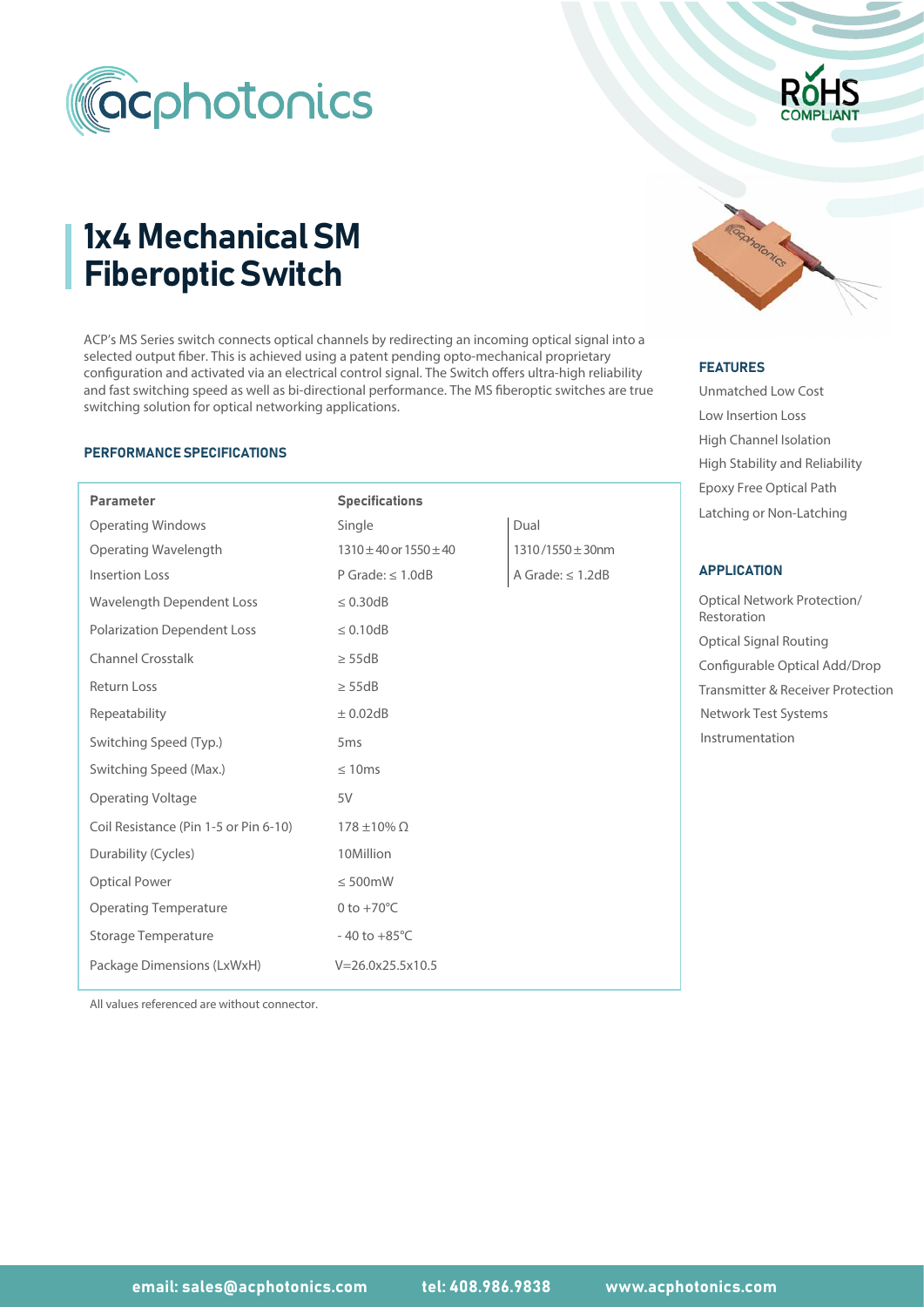# 1x4 Mechanical SM Fiberoptic Switch

ACP's MS Series switch connects optical channels by redirecting an incoming optical signal into a selected output fiber. This is achieved using a patent pending opto-mechanical proprietary configuration and activated via an electrical control signal. The Switch offers ultra-high reliability and fast switching speed as well as bi-directional performance. The MS fiberoptic switches are true switching solution for optical networking applications.

### PERFORMANCE SPECIFICATIONS

| Parameter | Specifications | |
|---|---|---|
| Operating Windows | Single | Dual |
| Operating Wavelength | 1310 ± 40 or 1550 ± 40 | 1310 /1550 ± 30nm |
| Insertion Loss | P Grade: ≤ 1.0dB | A Grade: ≤ 1.2dB |
| Wavelength Dependent Loss | ≤ 0.30dB | |
| Polarization Dependent Loss | ≤ 0.10dB | |
| Channel Crosstalk | ≥ 55dB | |
| Return Loss | ≥ 55dB | |
| Repeatability | ± 0.02dB | |
| Switching Speed (Typ.) | 5ms | |
| Switching Speed (Max.) | ≤ 10ms | |
| Operating Voltage | 5V | |
| Coil Resistance (Pin 1-5 or Pin 6-10) | 178 ±10% Ω | |
| Durability (Cycles) | 10Million | |
| Optical Power | ≤ 500mW | |
| Operating Temperature | 0 to +70°C | |
| Storage Temperature | - 40 to +85°C | |
| Package Dimensions (LxWxH) | V=26.0x25.5x10.5 | |

All values referenced are without connector.

### FEATURES

- Unmatched Low Cost
- Low Insertion Loss
- High Channel Isolation
- High Stability and Reliability
- Epoxy Free Optical Path
- Latching or Non-Latching

### APPLICATION

- Optical Network Protection/ Restoration
- Optical Signal Routing
- Configurable Optical Add/Drop
- Transmitter & Receiver Protection
- Network Test Systems
- Instrumentation

**email: sales@acphotonics.com** **tel: 408.986.9838** **www.acphotonics.com**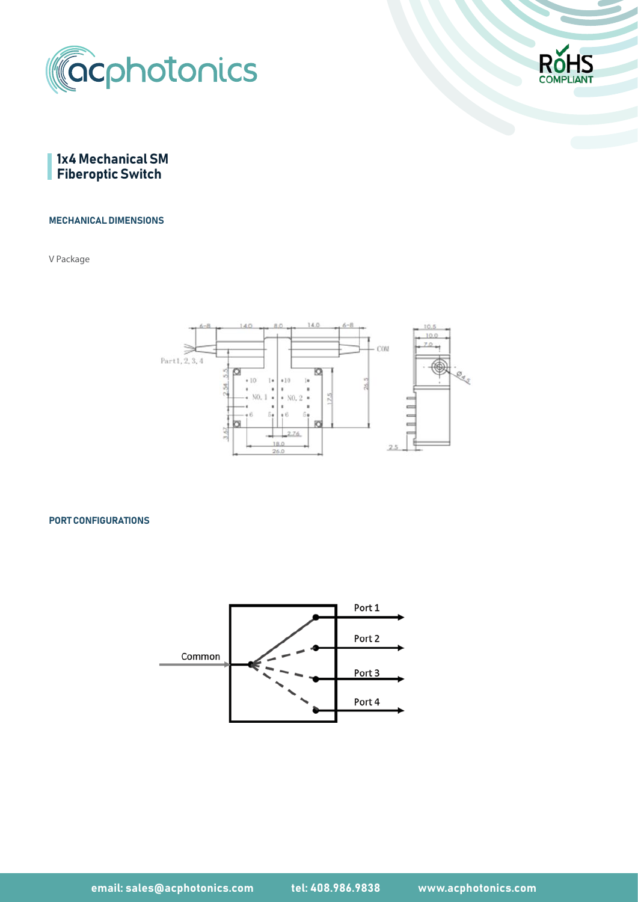## 1x4 Mechanical SM Fiberoptic Switch

### MECHANICAL DIMENSIONS

V Package

### PORT CONFIGURATIONS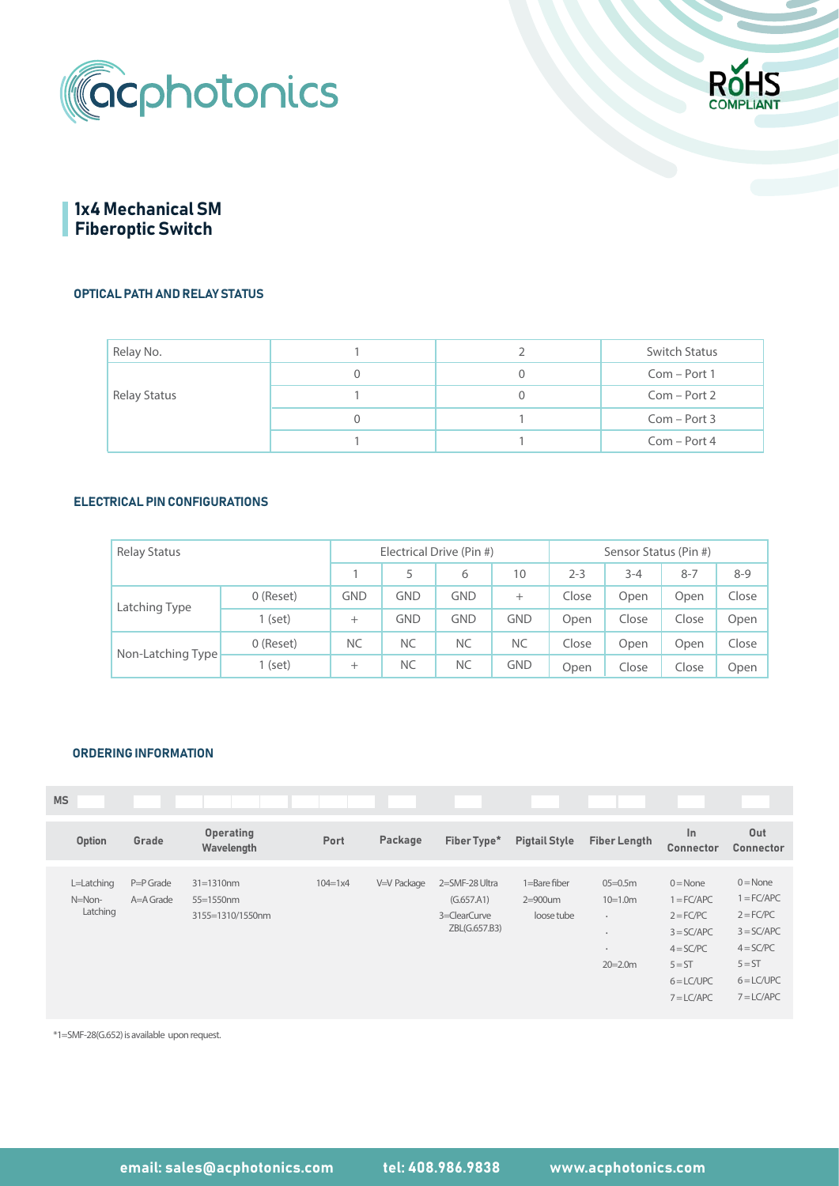# 1x4 Mechanical SM Fiberoptic Switch

### OPTICAL PATH AND RELAY STATUS

| Relay No. | 1 | 2 | Switch Status |
|---|---|---|---|
| Relay Status | 0 | 0 | Com – Port 1 |
| | 1 | 0 | Com – Port 2 |
| | 0 | 1 | Com – Port 3 |
| | 1 | 1 | Com – Port 4 |

### ELECTRICAL PIN CONFIGURATIONS

| Relay Status | | Electrical Drive (Pin #) | | | | Sensor Status (Pin #) | | | |
|---|---|---|---|---|---|---|---|---|---|
| | | 1 | 5 | 6 | 10 | 2-3 | 3-4 | 8-7 | 8-9 |
| Latching Type | 0 (Reset) | GND | GND | GND | + | Close | Open | Open | Close |
| | 1 (set) | + | GND | GND | GND | Open | Close | Close | Open |
| Non-Latching Type | 0 (Reset) | NC | NC | NC | NC | Close | Open | Open | Close |
| | 1 (set) | + | NC | NC | GND | Open | Close | Close | Open |

### ORDERING INFORMATION

MS

| Option | Grade | Operating Wavelength | Port | Package | Fiber Type* | Pigtail Style | Fiber Length | In Connector | Out Connector |
|---|---|---|---|---|---|---|---|---|---|
| L=Latching<br>N=Non-Latching | P=P Grade<br>A=A Grade | 31=1310nm<br>55=1550nm<br>3155=1310/1550nm | 104=1x4 | V=V Package | 2=SMF-28 Ultra (G.657.A1)<br>3=ClearCurve ZBL(G.657.B3) | 1=Bare fiber<br>2=900um loose tube | 05=0.5m<br>10=1.0m<br>·<br>·<br>·<br>20=2.0m | 0=None<br>1=FC/APC<br>2=FC/PC<br>3=SC/APC<br>4=SC/PC<br>5=ST<br>6=LC/UPC<br>7=LC/APC | 0=None<br>1=FC/APC<br>2=FC/PC<br>3=SC/APC<br>4=SC/PC<br>5=ST<br>6=LC/UPC<br>7=LC/APC |

*1=SMF-28(G.652) is available upon request.

email: sales@acphotonics.com tel: 408.986.9838 www.acphotonics.com